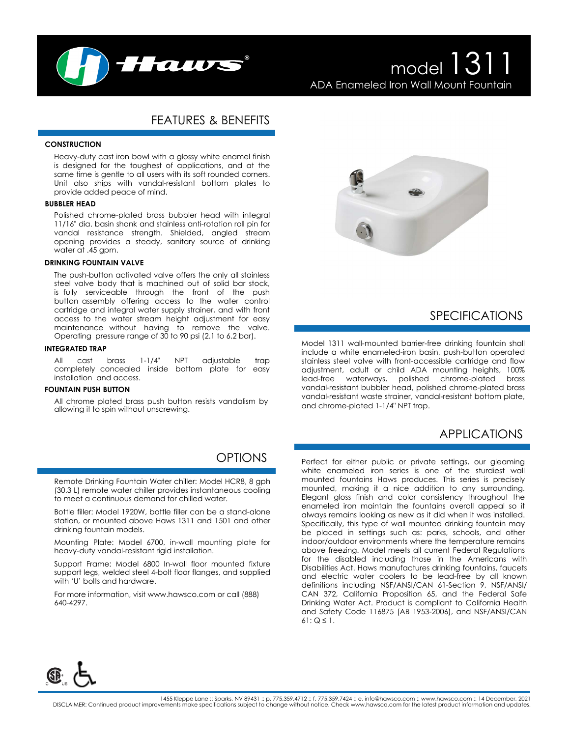# model 1311

ADA Enameled Iron Wall Mount Fountain

## FEATURES & BENEFITS

### CONSTRUCTION

Heavy-duty cast iron bowl with a glossy white enamel finish is designed for the toughest of applications, and at the same time is gentle to all users with its soft rounded corners. Unit also ships with vandal-resistant bottom plates to provide added peace of mind.

### BUBBLER HEAD

Polished chrome-plated brass bubbler head with integral 11/16" dia. basin shank and stainless anti-rotation roll pin for vandal resistance strength. Shielded, angled stream opening provides a steady, sanitary source of drinking water at .45 gpm.

### DRINKING FOUNTAIN VALVE

The push-button activated valve offers the only all stainless steel valve body that is machined out of solid bar stock, is fully serviceable through the front of the push button assembly offering access to the water control cartridge and integral water supply strainer, and with front access to the water stream height adjustment for easy maintenance without having to remove the valve. Operating pressure range of 30 to 90 psi (2.1 to 6.2 bar).

### INTEGRATED TRAP

All cast brass 1-1/4" NPT adjustable trap completely concealed inside bottom plate for easy installation and access.

### FOUNTAIN PUSH BUTTON

All chrome plated brass push button resists vandalism by allowing it to spin without unscrewing.

## SPECIFICATIONS

Model 1311 wall-mounted barrier-free drinking fountain shall include a white enameled-iron basin, push-button operated stainless steel valve with front-accessible cartridge and flow adjustment, adult or child ADA mounting heights, 100% lead-free waterways, polished chrome-plated brass vandal-resistant bubbler head, polished chrome-plated brass vandal-resistant waste strainer, vandal-resistant bottom plate, and chrome-plated 1-1/4" NPT trap.

## OPTIONS

Remote Drinking Fountain Water chiller: Model HCR8, 8 gph (30.3 L) remote water chiller provides instantaneous cooling to meet a continuous demand for chilled water.

Bottle filler: Model 1920W, bottle filler can be a stand-alone station, or mounted above Haws 1311 and 1501 and other drinking fountain models.

Mounting Plate: Model 6700, in-wall mounting plate for heavy-duty vandal-resistant rigid installation.

Support Frame: Model 6800 In-wall floor mounted fixture support legs, welded steel 4-bolt floor flanges, and supplied with 'U' bolts and hardware.

For more information, visit www.hawsco.com or call (888) 640-4297.

## APPLICATIONS

Perfect for either public or private settings, our gleaming white enameled iron series is one of the sturdiest wall mounted fountains Haws produces. This series is precisely mounted, making it a nice addition to any surrounding. Elegant gloss finish and color consistency throughout the enameled iron maintain the fountains overall appeal so it always remains looking as new as it did when it was installed. Specifically, this type of wall mounted drinking fountain may be placed in settings such as: parks, schools, and other indoor/outdoor environments where the temperature remains above freezing. Model meets all current Federal Regulations for the disabled including those in the Americans with Disabilities Act. Haws manufactures drinking fountains, faucets and electric water coolers to be lead-free by all known definitions including NSF/ANSI/CAN 61-Section 9, NSF/ANSI/CAN 372, California Proposition 65, and the Federal Safe Drinking Water Act. Product is compliant to California Health and Safety Code 116875 (AB 1953-2006), and NSF/ANSI/CAN 61: $Q \leq 1$.

1455 Kleppe Lane :: Sparks, NV 89431 :: p. 775.359.4712 :: f. 775.359.7424 :: e. info@hawsco.com :: www.hawsco.com :: 14 December, 2021

DISCLAIMER: Continued product improvements make specifications subject to change without notice. Check www.hawsco.com for the latest product information and updates.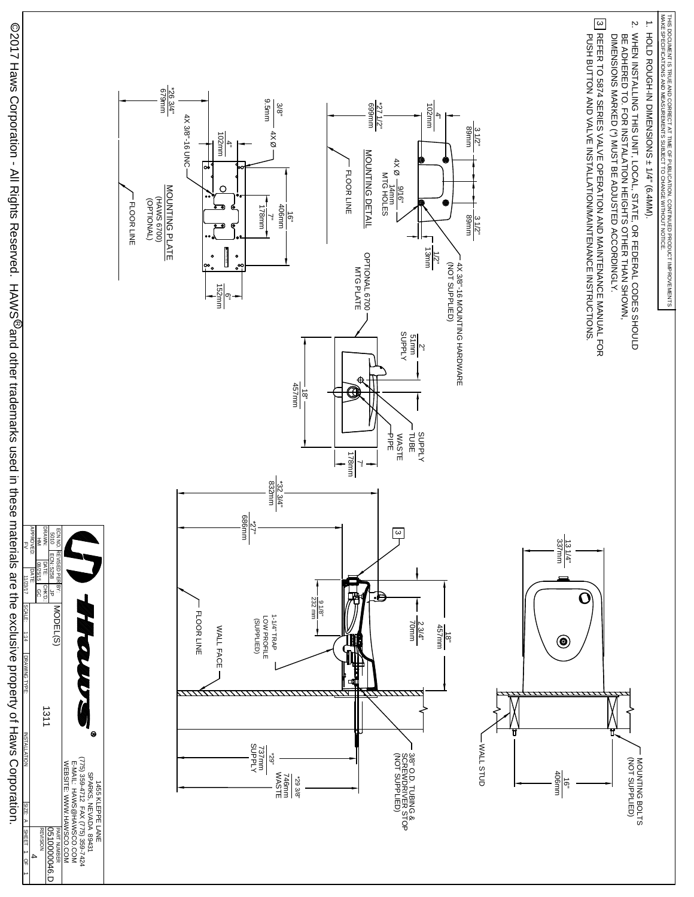THIS DOCUMENT IS TRUE AND CORRECT AT TIME OF PUBLICATION. CONTINUED PRODUCT IMPROVEMENTS MAKE SPECIFICATIONS AND MEASUREMENTS SUBJECT TO CHANGE WITHOUT NOTICE.

1. HOLD ROUGH-IN DIMENSIONS ± 1/4" (6.4MM).
2. WHEN INSTALLING THIS UNIT, LOCAL, STATE, OR FEDERAL CODES SHOULD BE ADHERED TO. FOR INSTALLATION HEIGHTS OTHER THAN SHOWN, DIMENSIONS MARKED (*) MUST BE ADJUSTED ACCORDINGLY.
3. REFER TO 5874 SERIES VALVE OPERATION AND MAINTENANCE MANUAL FOR PUSH BUTTON AND VALVE INSTALLATION/MAINTENANCE INSTRUCTIONS.

MOUNTING DETAIL

3 1/2" 89mm

3 1/2" 89mm

4" 102mm

*27 1/2" 699mm

4X Ø 9/16" 14mm MTG HOLES

1/2" 13mm

4X 3/8"-16 MOUNTING HARDWARE (NOT SUPPLIED)

FLOOR LINE

MOUNTING PLATE (HAWS 6700) (OPTIONAL)

3/8" 9.5mm

4X Ø

4" 102mm

16" 406mm

7" 178mm

6" 152mm

*26 3/4" 679mm

4X 3/8"-16 UNC

FLOOR LINE

OPTIONAL 6700 MTG PLATE

2" 51mm SUPPLY

SUPPLY TUBE

WASTE PIPE

18" 457mm

7" 178mm

13 1/4" 337mm

MOUNTING BOLTS (NOT SUPPLIED)

WALL STUD

16" 406mm

*32 3/4" 832mm

*27" 686mm

3

18" 457mm

2 3/4" 70mm

9 1/8" 232 mm

1-1/4" TRAP LOW PROFILE (SUPPLIED)

WALL FACE

FLOOR LINE

3/8" O.D. TUBING & SCREWDRIVER STOP (NOT SUPPLIED)

*29" 737mm SUPPLY

*29 3/8" 746mm WASTE

HAWS®

1455 KLEPPE LANE
SPARKS, NEVADA 89431
(775) 359-4712 FAX (775) 359-7424
E-MAIL: HAWS@HAWSCO.COM
WEBSITE: WWW.HAWSCO.COM

| | | | | | |
|---|---|---|---|---|---|
| ECN NO. 5010 | REVISED PER: ECN 5258 | BY: JP | MODEL(S) | 1311 | PART NUMBER 0510000046.D |
| DRAWN: HM | DATE: 08/25/15 | CHK'D: GC | | | REVISION 4 |
| APPROVED: FV | DATE: 11/2/17 | SCALE: 1:14 | DRAWING TYPE: INSTALLATION | SIZE: A | SHEET 1 OF 1 |

©2017 Haws Corporation - All Rights Reserved. HAWS® and other trademarks used in these materials are the exclusive property of Haws Corporation.